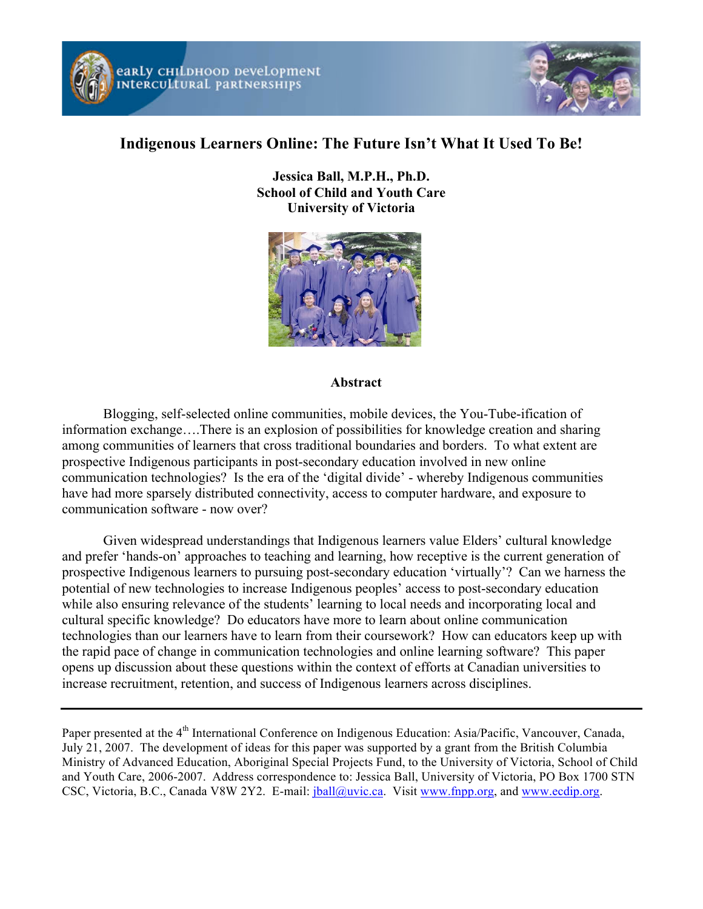# Indigenous Learners Online: The Future Isn't What It Used To Be!

**Jessica Ball, M.P.H., Ph.D.**
**School of Child and Youth Care**
**University of Victoria**

## Abstract

Blogging, self-selected online communities, mobile devices, the You-Tube-ification of information exchange….There is an explosion of possibilities for knowledge creation and sharing among communities of learners that cross traditional boundaries and borders. To what extent are prospective Indigenous participants in post-secondary education involved in new online communication technologies? Is the era of the 'digital divide' - whereby Indigenous communities have had more sparsely distributed connectivity, access to computer hardware, and exposure to communication software - now over?

Given widespread understandings that Indigenous learners value Elders' cultural knowledge and prefer 'hands-on' approaches to teaching and learning, how receptive is the current generation of prospective Indigenous learners to pursuing post-secondary education 'virtually'? Can we harness the potential of new technologies to increase Indigenous peoples' access to post-secondary education while also ensuring relevance of the students' learning to local needs and incorporating local and cultural specific knowledge? Do educators have more to learn about online communication technologies than our learners have to learn from their coursework? How can educators keep up with the rapid pace of change in communication technologies and online learning software? This paper opens up discussion about these questions within the context of efforts at Canadian universities to increase recruitment, retention, and success of Indigenous learners across disciplines.

---

Paper presented at the 4th International Conference on Indigenous Education: Asia/Pacific, Vancouver, Canada, July 21, 2007. The development of ideas for this paper was supported by a grant from the British Columbia Ministry of Advanced Education, Aboriginal Special Projects Fund, to the University of Victoria, School of Child and Youth Care, 2006-2007. Address correspondence to: Jessica Ball, University of Victoria, PO Box 1700 STN CSC, Victoria, B.C., Canada V8W 2Y2. E-mail: jball@uvic.ca. Visit www.fnpp.org, and www.ecdip.org.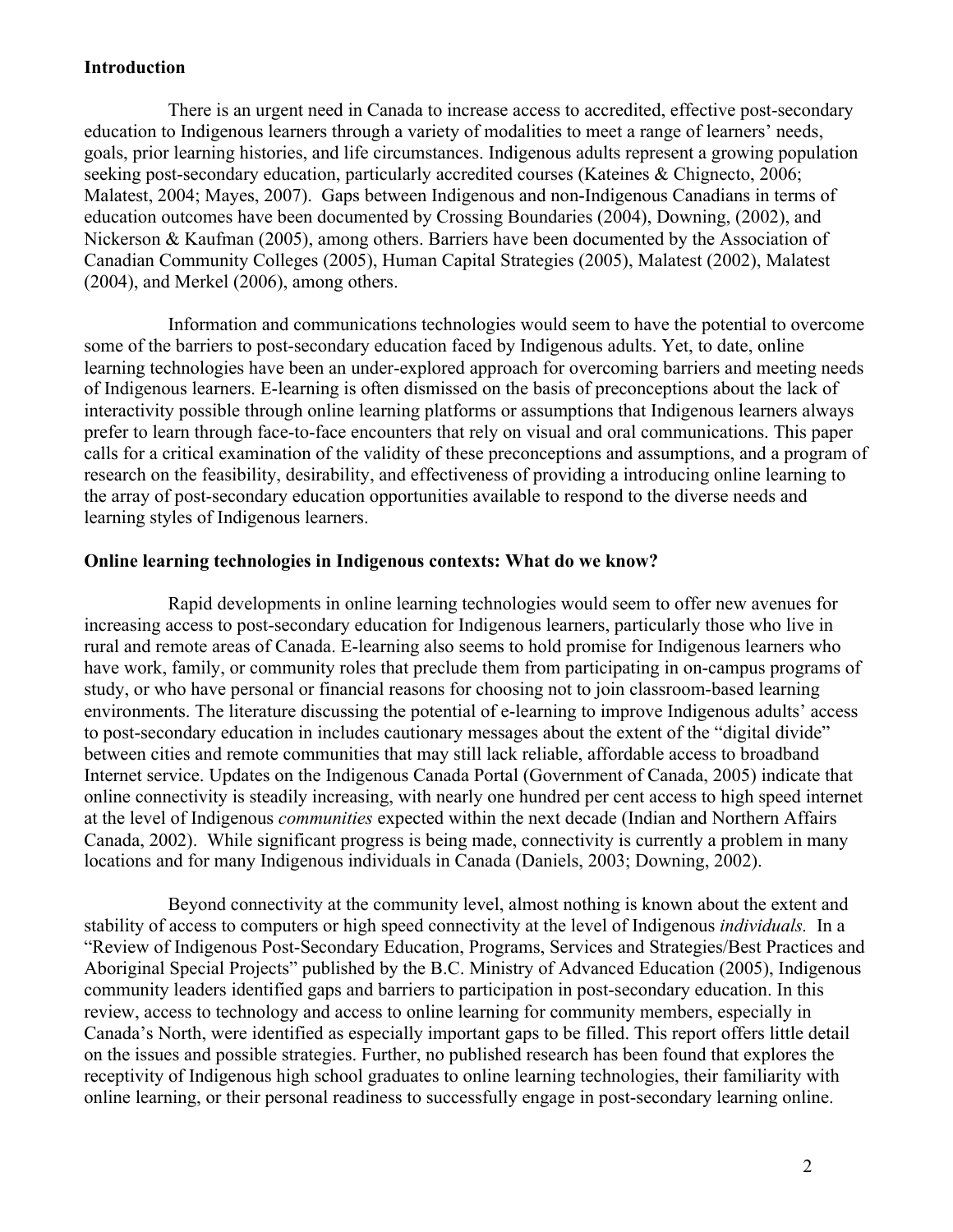## Introduction

There is an urgent need in Canada to increase access to accredited, effective post-secondary education to Indigenous learners through a variety of modalities to meet a range of learners' needs, goals, prior learning histories, and life circumstances. Indigenous adults represent a growing population seeking post-secondary education, particularly accredited courses (Kateines & Chignecto, 2006; Malatest, 2004; Mayes, 2007). Gaps between Indigenous and non-Indigenous Canadians in terms of education outcomes have been documented by Crossing Boundaries (2004), Downing, (2002), and Nickerson & Kaufman (2005), among others. Barriers have been documented by the Association of Canadian Community Colleges (2005), Human Capital Strategies (2005), Malatest (2002), Malatest (2004), and Merkel (2006), among others.

Information and communications technologies would seem to have the potential to overcome some of the barriers to post-secondary education faced by Indigenous adults. Yet, to date, online learning technologies have been an under-explored approach for overcoming barriers and meeting needs of Indigenous learners. E-learning is often dismissed on the basis of preconceptions about the lack of interactivity possible through online learning platforms or assumptions that Indigenous learners always prefer to learn through face-to-face encounters that rely on visual and oral communications. This paper calls for a critical examination of the validity of these preconceptions and assumptions, and a program of research on the feasibility, desirability, and effectiveness of providing a introducing online learning to the array of post-secondary education opportunities available to respond to the diverse needs and learning styles of Indigenous learners.

## Online learning technologies in Indigenous contexts: What do we know?

Rapid developments in online learning technologies would seem to offer new avenues for increasing access to post-secondary education for Indigenous learners, particularly those who live in rural and remote areas of Canada. E-learning also seems to hold promise for Indigenous learners who have work, family, or community roles that preclude them from participating in on-campus programs of study, or who have personal or financial reasons for choosing not to join classroom-based learning environments. The literature discussing the potential of e-learning to improve Indigenous adults' access to post-secondary education in includes cautionary messages about the extent of the "digital divide" between cities and remote communities that may still lack reliable, affordable access to broadband Internet service. Updates on the Indigenous Canada Portal (Government of Canada, 2005) indicate that online connectivity is steadily increasing, with nearly one hundred per cent access to high speed internet at the level of Indigenous *communities* expected within the next decade (Indian and Northern Affairs Canada, 2002). While significant progress is being made, connectivity is currently a problem in many locations and for many Indigenous individuals in Canada (Daniels, 2003; Downing, 2002).

Beyond connectivity at the community level, almost nothing is known about the extent and stability of access to computers or high speed connectivity at the level of Indigenous *individuals.* In a "Review of Indigenous Post-Secondary Education, Programs, Services and Strategies/Best Practices and Aboriginal Special Projects" published by the B.C. Ministry of Advanced Education (2005), Indigenous community leaders identified gaps and barriers to participation in post-secondary education. In this review, access to technology and access to online learning for community members, especially in Canada's North, were identified as especially important gaps to be filled. This report offers little detail on the issues and possible strategies. Further, no published research has been found that explores the receptivity of Indigenous high school graduates to online learning technologies, their familiarity with online learning, or their personal readiness to successfully engage in post-secondary learning online.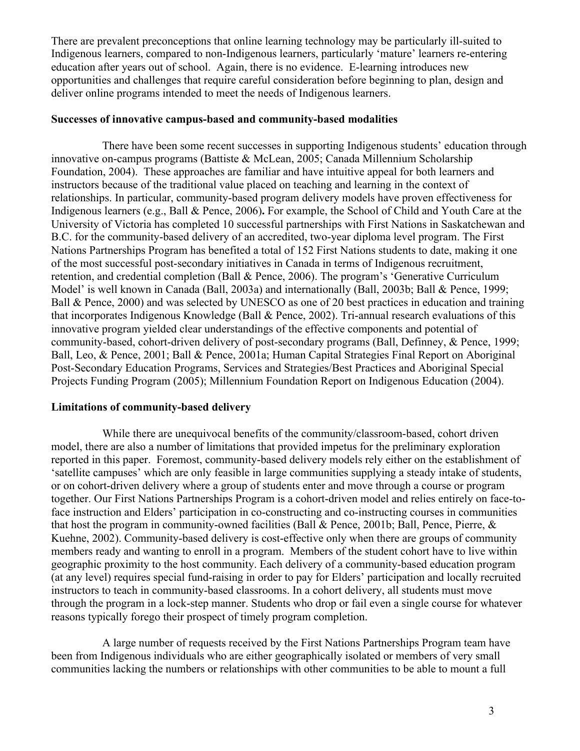There are prevalent preconceptions that online learning technology may be particularly ill-suited to Indigenous learners, compared to non-Indigenous learners, particularly 'mature' learners re-entering education after years out of school. Again, there is no evidence. E-learning introduces new opportunities and challenges that require careful consideration before beginning to plan, design and deliver online programs intended to meet the needs of Indigenous learners.

**Successes of innovative campus-based and community-based modalities**

There have been some recent successes in supporting Indigenous students' education through innovative on-campus programs (Battiste & McLean, 2005; Canada Millennium Scholarship Foundation, 2004). These approaches are familiar and have intuitive appeal for both learners and instructors because of the traditional value placed on teaching and learning in the context of relationships. In particular, community-based program delivery models have proven effectiveness for Indigenous learners (e.g., Ball & Pence, 2006). For example, the School of Child and Youth Care at the University of Victoria has completed 10 successful partnerships with First Nations in Saskatchewan and B.C. for the community-based delivery of an accredited, two-year diploma level program. The First Nations Partnerships Program has benefited a total of 152 First Nations students to date, making it one of the most successful post-secondary initiatives in Canada in terms of Indigenous recruitment, retention, and credential completion (Ball & Pence, 2006). The program's 'Generative Curriculum Model' is well known in Canada (Ball, 2003a) and internationally (Ball, 2003b; Ball & Pence, 1999; Ball & Pence, 2000) and was selected by UNESCO as one of 20 best practices in education and training that incorporates Indigenous Knowledge (Ball & Pence, 2002). Tri-annual research evaluations of this innovative program yielded clear understandings of the effective components and potential of community-based, cohort-driven delivery of post-secondary programs (Ball, Definney, & Pence, 1999; Ball, Leo, & Pence, 2001; Ball & Pence, 2001a; Human Capital Strategies Final Report on Aboriginal Post-Secondary Education Programs, Services and Strategies/Best Practices and Aboriginal Special Projects Funding Program (2005); Millennium Foundation Report on Indigenous Education (2004).

**Limitations of community-based delivery**

While there are unequivocal benefits of the community/classroom-based, cohort driven model, there are also a number of limitations that provided impetus for the preliminary exploration reported in this paper. Foremost, community-based delivery models rely either on the establishment of 'satellite campuses' which are only feasible in large communities supplying a steady intake of students, or on cohort-driven delivery where a group of students enter and move through a course or program together. Our First Nations Partnerships Program is a cohort-driven model and relies entirely on face-to-face instruction and Elders' participation in co-constructing and co-instructing courses in communities that host the program in community-owned facilities (Ball & Pence, 2001b; Ball, Pence, Pierre, & Kuehne, 2002). Community-based delivery is cost-effective only when there are groups of community members ready and wanting to enroll in a program. Members of the student cohort have to live within geographic proximity to the host community. Each delivery of a community-based education program (at any level) requires special fund-raising in order to pay for Elders' participation and locally recruited instructors to teach in community-based classrooms. In a cohort delivery, all students must move through the program in a lock-step manner. Students who drop or fail even a single course for whatever reasons typically forego their prospect of timely program completion.

A large number of requests received by the First Nations Partnerships Program team have been from Indigenous individuals who are either geographically isolated or members of very small communities lacking the numbers or relationships with other communities to be able to mount a full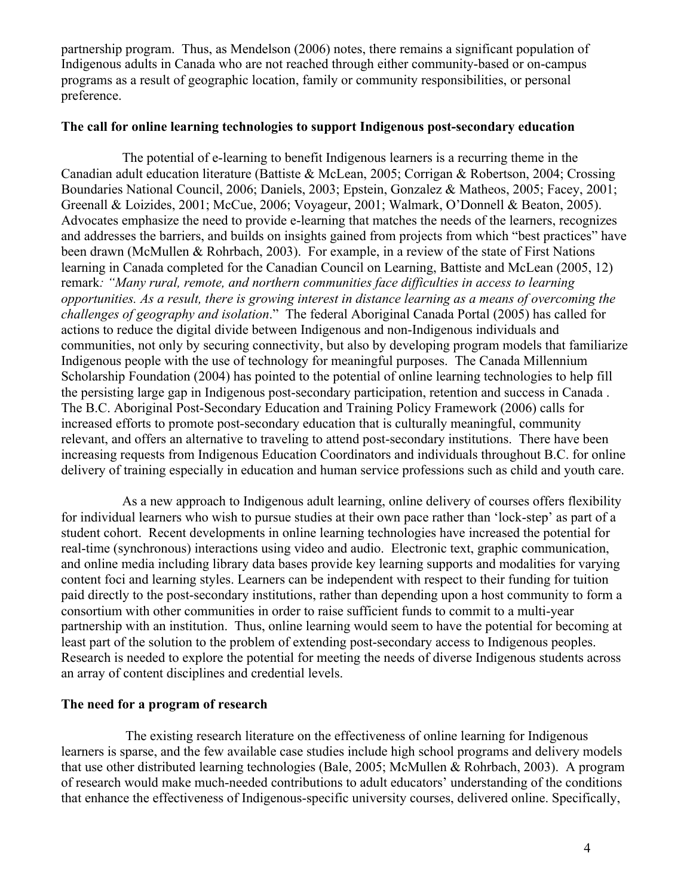partnership program. Thus, as Mendelson (2006) notes, there remains a significant population of Indigenous adults in Canada who are not reached through either community-based or on-campus programs as a result of geographic location, family or community responsibilities, or personal preference.

**The call for online learning technologies to support Indigenous post-secondary education**

The potential of e-learning to benefit Indigenous learners is a recurring theme in the Canadian adult education literature (Battiste & McLean, 2005; Corrigan & Robertson, 2004; Crossing Boundaries National Council, 2006; Daniels, 2003; Epstein, Gonzalez & Matheos, 2005; Facey, 2001; Greenall & Loizides, 2001; McCue, 2006; Voyageur, 2001; Walmark, O'Donnell & Beaton, 2005). Advocates emphasize the need to provide e-learning that matches the needs of the learners, recognizes and addresses the barriers, and builds on insights gained from projects from which "best practices" have been drawn (McMullen & Rohrbach, 2003). For example, in a review of the state of First Nations learning in Canada completed for the Canadian Council on Learning, Battiste and McLean (2005, 12) remark*: "Many rural, remote, and northern communities face difficulties in access to learning opportunities. As a result, there is growing interest in distance learning as a means of overcoming the challenges of geography and isolation*." The federal Aboriginal Canada Portal (2005) has called for actions to reduce the digital divide between Indigenous and non-Indigenous individuals and communities, not only by securing connectivity, but also by developing program models that familiarize Indigenous people with the use of technology for meaningful purposes. The Canada Millennium Scholarship Foundation (2004) has pointed to the potential of online learning technologies to help fill the persisting large gap in Indigenous post-secondary participation, retention and success in Canada . The B.C. Aboriginal Post-Secondary Education and Training Policy Framework (2006) calls for increased efforts to promote post-secondary education that is culturally meaningful, community relevant, and offers an alternative to traveling to attend post-secondary institutions. There have been increasing requests from Indigenous Education Coordinators and individuals throughout B.C. for online delivery of training especially in education and human service professions such as child and youth care.

As a new approach to Indigenous adult learning, online delivery of courses offers flexibility for individual learners who wish to pursue studies at their own pace rather than 'lock-step' as part of a student cohort. Recent developments in online learning technologies have increased the potential for real-time (synchronous) interactions using video and audio. Electronic text, graphic communication, and online media including library data bases provide key learning supports and modalities for varying content foci and learning styles. Learners can be independent with respect to their funding for tuition paid directly to the post-secondary institutions, rather than depending upon a host community to form a consortium with other communities in order to raise sufficient funds to commit to a multi-year partnership with an institution. Thus, online learning would seem to have the potential for becoming at least part of the solution to the problem of extending post-secondary access to Indigenous peoples. Research is needed to explore the potential for meeting the needs of diverse Indigenous students across an array of content disciplines and credential levels.

**The need for a program of research**

The existing research literature on the effectiveness of online learning for Indigenous learners is sparse, and the few available case studies include high school programs and delivery models that use other distributed learning technologies (Bale, 2005; McMullen & Rohrbach, 2003). A program of research would make much-needed contributions to adult educators' understanding of the conditions that enhance the effectiveness of Indigenous-specific university courses, delivered online. Specifically,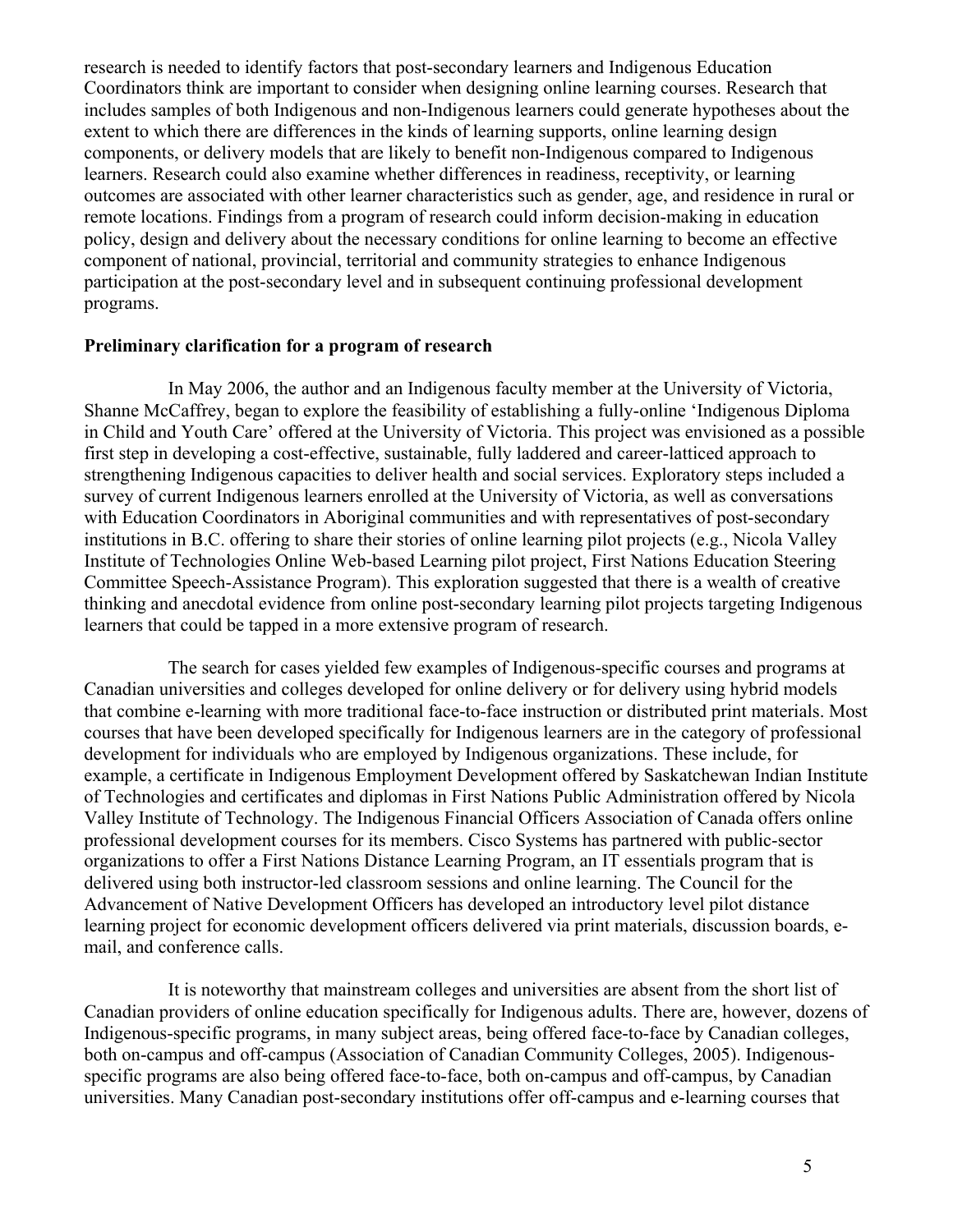research is needed to identify factors that post-secondary learners and Indigenous Education Coordinators think are important to consider when designing online learning courses. Research that includes samples of both Indigenous and non-Indigenous learners could generate hypotheses about the extent to which there are differences in the kinds of learning supports, online learning design components, or delivery models that are likely to benefit non-Indigenous compared to Indigenous learners. Research could also examine whether differences in readiness, receptivity, or learning outcomes are associated with other learner characteristics such as gender, age, and residence in rural or remote locations. Findings from a program of research could inform decision-making in education policy, design and delivery about the necessary conditions for online learning to become an effective component of national, provincial, territorial and community strategies to enhance Indigenous participation at the post-secondary level and in subsequent continuing professional development programs.

**Preliminary clarification for a program of research**

In May 2006, the author and an Indigenous faculty member at the University of Victoria, Shanne McCaffrey, began to explore the feasibility of establishing a fully-online 'Indigenous Diploma in Child and Youth Care' offered at the University of Victoria. This project was envisioned as a possible first step in developing a cost-effective, sustainable, fully laddered and career-latticed approach to strengthening Indigenous capacities to deliver health and social services. Exploratory steps included a survey of current Indigenous learners enrolled at the University of Victoria, as well as conversations with Education Coordinators in Aboriginal communities and with representatives of post-secondary institutions in B.C. offering to share their stories of online learning pilot projects (e.g., Nicola Valley Institute of Technologies Online Web-based Learning pilot project, First Nations Education Steering Committee Speech-Assistance Program). This exploration suggested that there is a wealth of creative thinking and anecdotal evidence from online post-secondary learning pilot projects targeting Indigenous learners that could be tapped in a more extensive program of research.

The search for cases yielded few examples of Indigenous-specific courses and programs at Canadian universities and colleges developed for online delivery or for delivery using hybrid models that combine e-learning with more traditional face-to-face instruction or distributed print materials. Most courses that have been developed specifically for Indigenous learners are in the category of professional development for individuals who are employed by Indigenous organizations. These include, for example, a certificate in Indigenous Employment Development offered by Saskatchewan Indian Institute of Technologies and certificates and diplomas in First Nations Public Administration offered by Nicola Valley Institute of Technology. The Indigenous Financial Officers Association of Canada offers online professional development courses for its members. Cisco Systems has partnered with public-sector organizations to offer a First Nations Distance Learning Program, an IT essentials program that is delivered using both instructor-led classroom sessions and online learning. The Council for the Advancement of Native Development Officers has developed an introductory level pilot distance learning project for economic development officers delivered via print materials, discussion boards, e-mail, and conference calls.

It is noteworthy that mainstream colleges and universities are absent from the short list of Canadian providers of online education specifically for Indigenous adults. There are, however, dozens of Indigenous-specific programs, in many subject areas, being offered face-to-face by Canadian colleges, both on-campus and off-campus (Association of Canadian Community Colleges, 2005). Indigenous-specific programs are also being offered face-to-face, both on-campus and off-campus, by Canadian universities. Many Canadian post-secondary institutions offer off-campus and e-learning courses that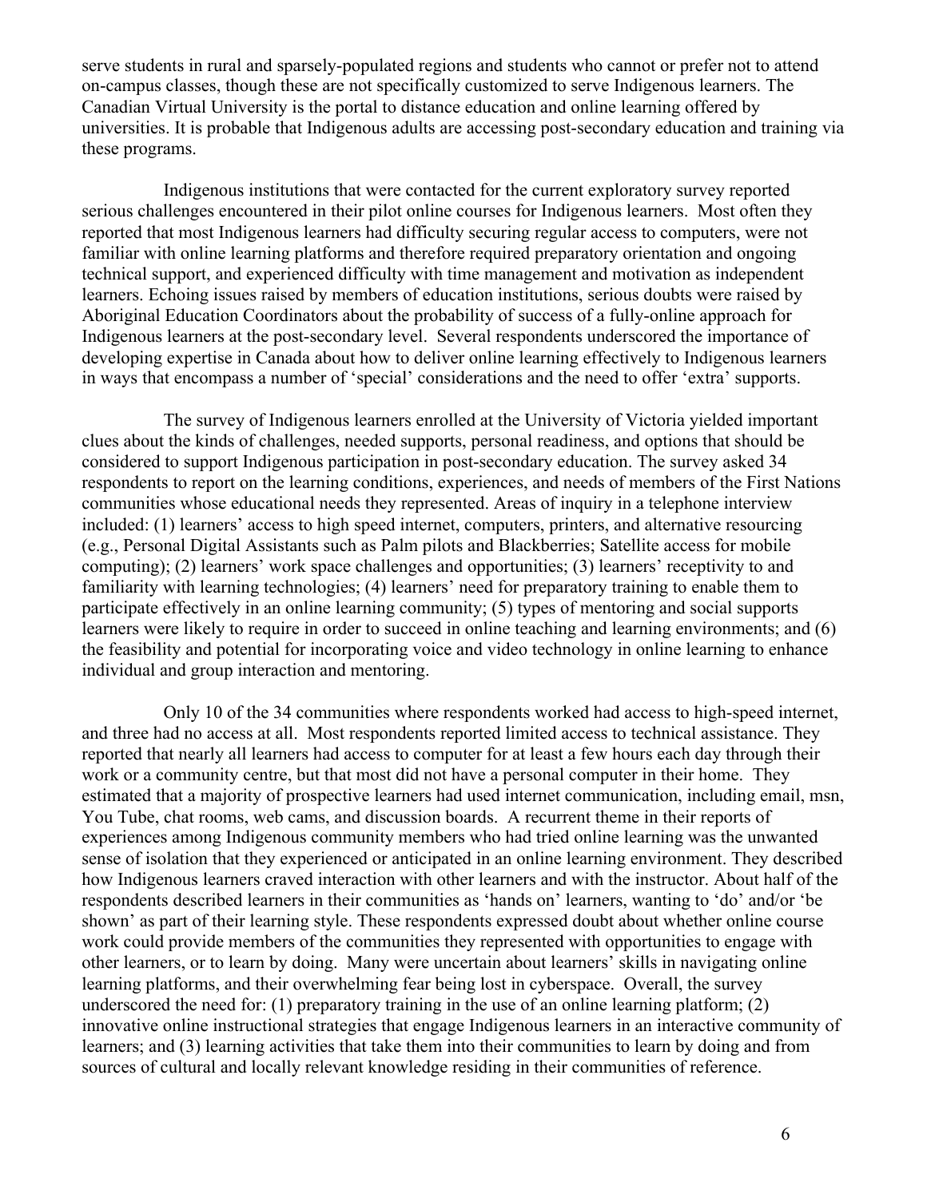serve students in rural and sparsely-populated regions and students who cannot or prefer not to attend on-campus classes, though these are not specifically customized to serve Indigenous learners. The Canadian Virtual University is the portal to distance education and online learning offered by universities. It is probable that Indigenous adults are accessing post-secondary education and training via these programs.

Indigenous institutions that were contacted for the current exploratory survey reported serious challenges encountered in their pilot online courses for Indigenous learners. Most often they reported that most Indigenous learners had difficulty securing regular access to computers, were not familiar with online learning platforms and therefore required preparatory orientation and ongoing technical support, and experienced difficulty with time management and motivation as independent learners. Echoing issues raised by members of education institutions, serious doubts were raised by Aboriginal Education Coordinators about the probability of success of a fully-online approach for Indigenous learners at the post-secondary level. Several respondents underscored the importance of developing expertise in Canada about how to deliver online learning effectively to Indigenous learners in ways that encompass a number of 'special' considerations and the need to offer 'extra' supports.

The survey of Indigenous learners enrolled at the University of Victoria yielded important clues about the kinds of challenges, needed supports, personal readiness, and options that should be considered to support Indigenous participation in post-secondary education. The survey asked 34 respondents to report on the learning conditions, experiences, and needs of members of the First Nations communities whose educational needs they represented. Areas of inquiry in a telephone interview included: (1) learners' access to high speed internet, computers, printers, and alternative resourcing (e.g., Personal Digital Assistants such as Palm pilots and Blackberries; Satellite access for mobile computing); (2) learners' work space challenges and opportunities; (3) learners' receptivity to and familiarity with learning technologies; (4) learners' need for preparatory training to enable them to participate effectively in an online learning community; (5) types of mentoring and social supports learners were likely to require in order to succeed in online teaching and learning environments; and (6) the feasibility and potential for incorporating voice and video technology in online learning to enhance individual and group interaction and mentoring.

Only 10 of the 34 communities where respondents worked had access to high-speed internet, and three had no access at all. Most respondents reported limited access to technical assistance. They reported that nearly all learners had access to computer for at least a few hours each day through their work or a community centre, but that most did not have a personal computer in their home. They estimated that a majority of prospective learners had used internet communication, including email, msn, You Tube, chat rooms, web cams, and discussion boards. A recurrent theme in their reports of experiences among Indigenous community members who had tried online learning was the unwanted sense of isolation that they experienced or anticipated in an online learning environment. They described how Indigenous learners craved interaction with other learners and with the instructor. About half of the respondents described learners in their communities as 'hands on' learners, wanting to 'do' and/or 'be shown' as part of their learning style. These respondents expressed doubt about whether online course work could provide members of the communities they represented with opportunities to engage with other learners, or to learn by doing. Many were uncertain about learners' skills in navigating online learning platforms, and their overwhelming fear being lost in cyberspace. Overall, the survey underscored the need for: (1) preparatory training in the use of an online learning platform; (2) innovative online instructional strategies that engage Indigenous learners in an interactive community of learners; and (3) learning activities that take them into their communities to learn by doing and from sources of cultural and locally relevant knowledge residing in their communities of reference.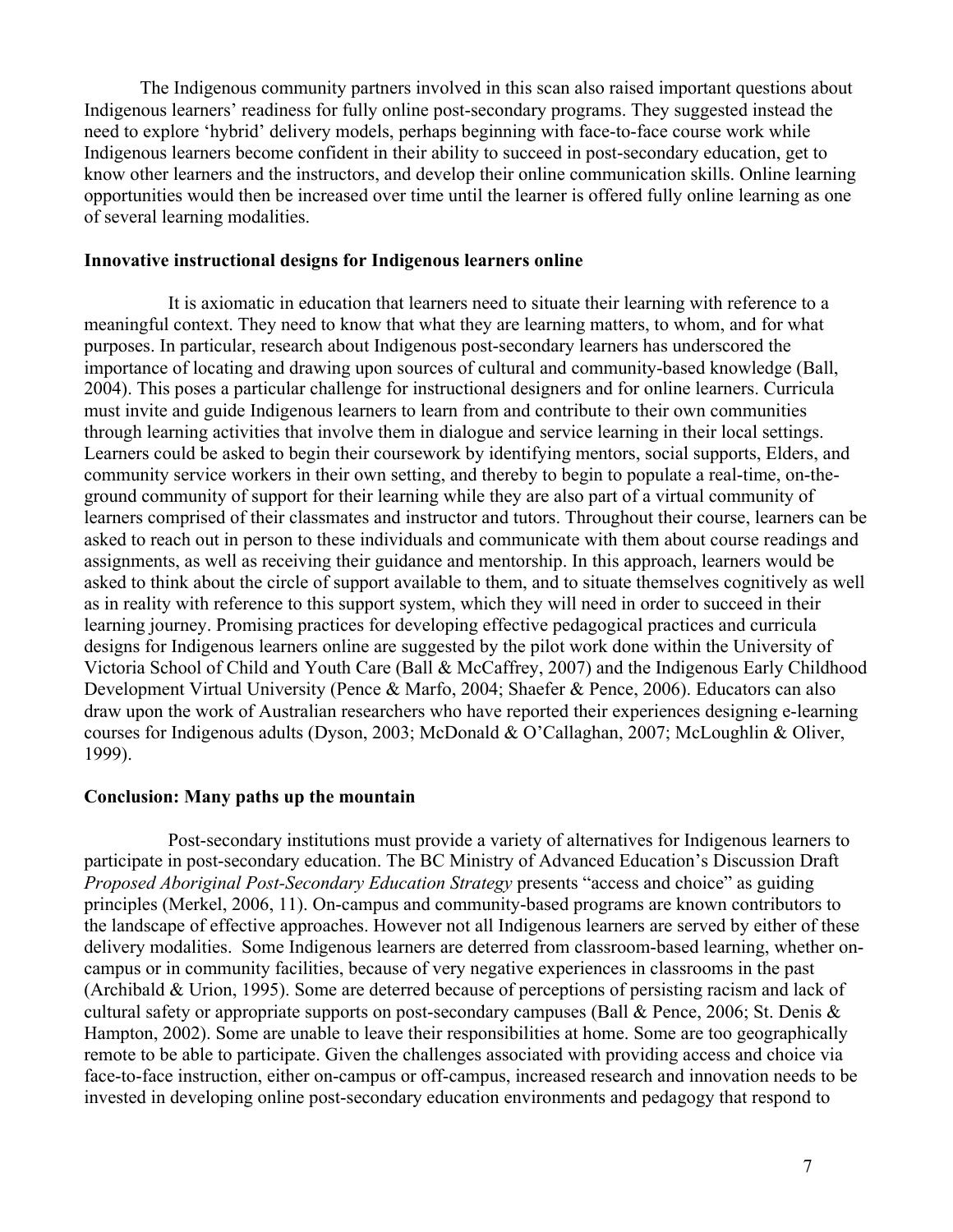The Indigenous community partners involved in this scan also raised important questions about Indigenous learners' readiness for fully online post-secondary programs. They suggested instead the need to explore 'hybrid' delivery models, perhaps beginning with face-to-face course work while Indigenous learners become confident in their ability to succeed in post-secondary education, get to know other learners and the instructors, and develop their online communication skills. Online learning opportunities would then be increased over time until the learner is offered fully online learning as one of several learning modalities.

**Innovative instructional designs for Indigenous learners online**

It is axiomatic in education that learners need to situate their learning with reference to a meaningful context. They need to know that what they are learning matters, to whom, and for what purposes. In particular, research about Indigenous post-secondary learners has underscored the importance of locating and drawing upon sources of cultural and community-based knowledge (Ball, 2004). This poses a particular challenge for instructional designers and for online learners. Curricula must invite and guide Indigenous learners to learn from and contribute to their own communities through learning activities that involve them in dialogue and service learning in their local settings. Learners could be asked to begin their coursework by identifying mentors, social supports, Elders, and community service workers in their own setting, and thereby to begin to populate a real-time, on-the-ground community of support for their learning while they are also part of a virtual community of learners comprised of their classmates and instructor and tutors. Throughout their course, learners can be asked to reach out in person to these individuals and communicate with them about course readings and assignments, as well as receiving their guidance and mentorship. In this approach, learners would be asked to think about the circle of support available to them, and to situate themselves cognitively as well as in reality with reference to this support system, which they will need in order to succeed in their learning journey. Promising practices for developing effective pedagogical practices and curricula designs for Indigenous learners online are suggested by the pilot work done within the University of Victoria School of Child and Youth Care (Ball & McCaffrey, 2007) and the Indigenous Early Childhood Development Virtual University (Pence & Marfo, 2004; Shaefer & Pence, 2006). Educators can also draw upon the work of Australian researchers who have reported their experiences designing e-learning courses for Indigenous adults (Dyson, 2003; McDonald & O'Callaghan, 2007; McLoughlin & Oliver, 1999).

**Conclusion: Many paths up the mountain**

Post-secondary institutions must provide a variety of alternatives for Indigenous learners to participate in post-secondary education. The BC Ministry of Advanced Education's Discussion Draft *Proposed Aboriginal Post-Secondary Education Strategy* presents "access and choice" as guiding principles (Merkel, 2006, 11). On-campus and community-based programs are known contributors to the landscape of effective approaches. However not all Indigenous learners are served by either of these delivery modalities. Some Indigenous learners are deterred from classroom-based learning, whether on-campus or in community facilities, because of very negative experiences in classrooms in the past (Archibald & Urion, 1995). Some are deterred because of perceptions of persisting racism and lack of cultural safety or appropriate supports on post-secondary campuses (Ball & Pence, 2006; St. Denis & Hampton, 2002). Some are unable to leave their responsibilities at home. Some are too geographically remote to be able to participate. Given the challenges associated with providing access and choice via face-to-face instruction, either on-campus or off-campus, increased research and innovation needs to be invested in developing online post-secondary education environments and pedagogy that respond to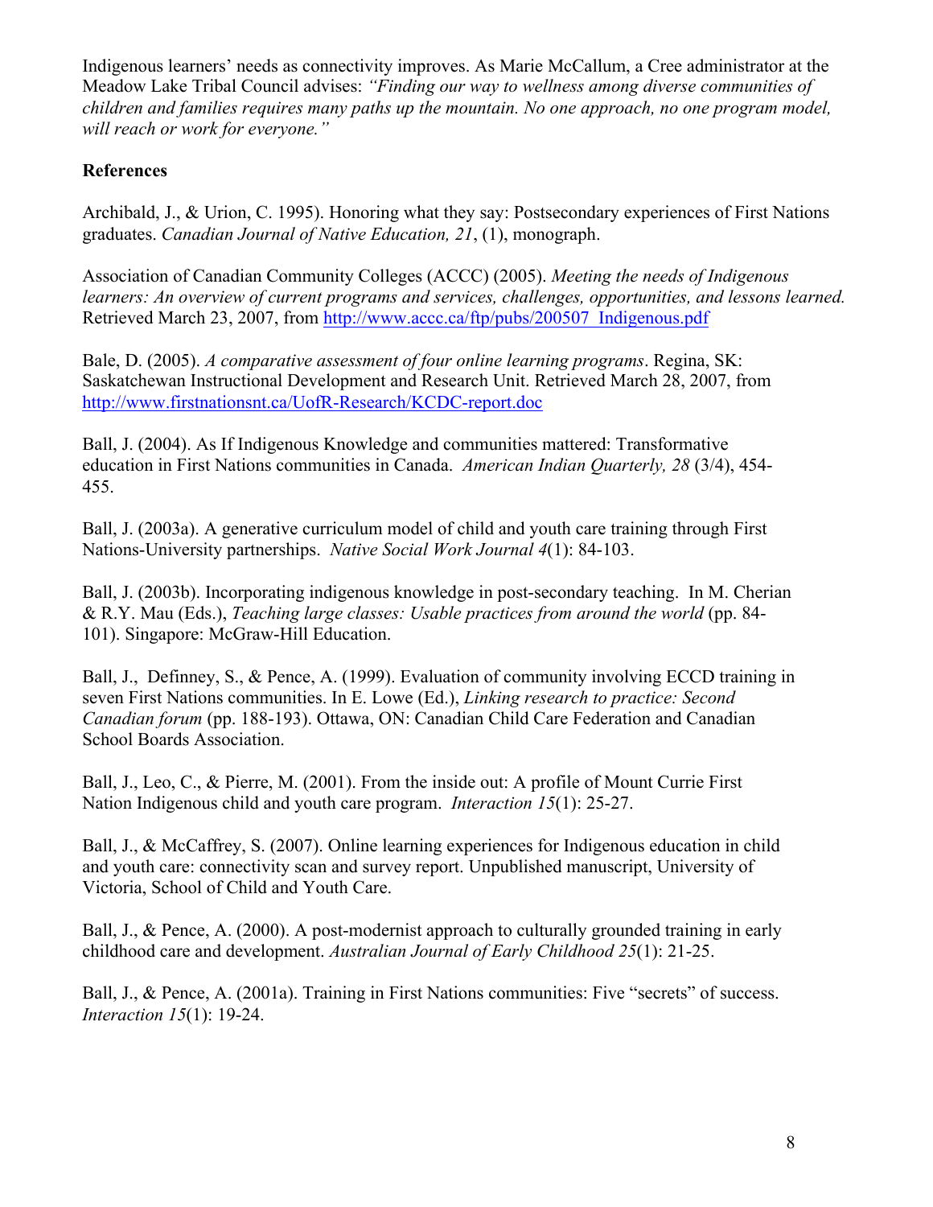Indigenous learners' needs as connectivity improves. As Marie McCallum, a Cree administrator at the Meadow Lake Tribal Council advises: *"Finding our way to wellness among diverse communities of children and families requires many paths up the mountain. No one approach, no one program model, will reach or work for everyone."*

**References**

Archibald, J., & Urion, C. 1995). Honoring what they say: Postsecondary experiences of First Nations graduates. *Canadian Journal of Native Education, 21*, (1), monograph.

Association of Canadian Community Colleges (ACCC) (2005). *Meeting the needs of Indigenous learners: An overview of current programs and services, challenges, opportunities, and lessons learned.* Retrieved March 23, 2007, from http://www.accc.ca/ftp/pubs/200507_Indigenous.pdf

Bale, D. (2005). *A comparative assessment of four online learning programs*. Regina, SK: Saskatchewan Instructional Development and Research Unit. Retrieved March 28, 2007, from http://www.firstnationsnt.ca/UofR-Research/KCDC-report.doc

Ball, J. (2004). As If Indigenous Knowledge and communities mattered: Transformative education in First Nations communities in Canada. *American Indian Quarterly, 28* (3/4), 454-455.

Ball, J. (2003a). A generative curriculum model of child and youth care training through First Nations-University partnerships. *Native Social Work Journal 4*(1): 84-103.

Ball, J. (2003b). Incorporating indigenous knowledge in post-secondary teaching. In M. Cherian & R.Y. Mau (Eds.), *Teaching large classes: Usable practices from around the world* (pp. 84-101). Singapore: McGraw-Hill Education.

Ball, J., Definney, S., & Pence, A. (1999). Evaluation of community involving ECCD training in seven First Nations communities. In E. Lowe (Ed.), *Linking research to practice: Second Canadian forum* (pp. 188-193). Ottawa, ON: Canadian Child Care Federation and Canadian School Boards Association.

Ball, J., Leo, C., & Pierre, M. (2001). From the inside out: A profile of Mount Currie First Nation Indigenous child and youth care program. *Interaction 15*(1): 25-27.

Ball, J., & McCaffrey, S. (2007). Online learning experiences for Indigenous education in child and youth care: connectivity scan and survey report. Unpublished manuscript, University of Victoria, School of Child and Youth Care.

Ball, J., & Pence, A. (2000). A post-modernist approach to culturally grounded training in early childhood care and development. *Australian Journal of Early Childhood 25*(1): 21-25.

Ball, J., & Pence, A. (2001a). Training in First Nations communities: Five "secrets" of success. *Interaction 15*(1): 19-24.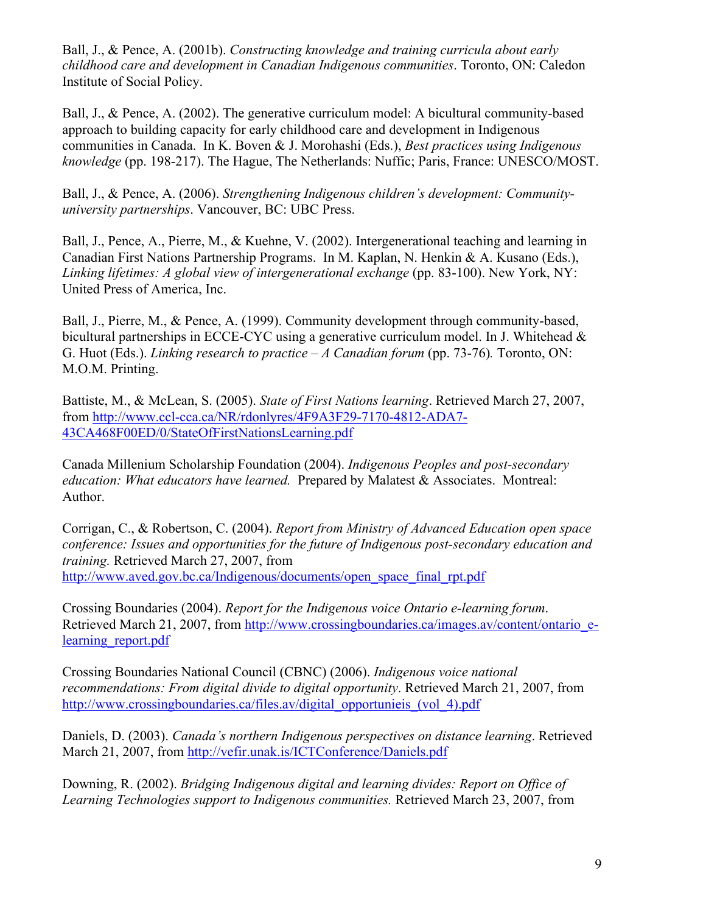Ball, J., & Pence, A. (2001b). *Constructing knowledge and training curricula about early childhood care and development in Canadian Indigenous communities*. Toronto, ON: Caledon Institute of Social Policy.

Ball, J., & Pence, A. (2002). The generative curriculum model: A bicultural community-based approach to building capacity for early childhood care and development in Indigenous communities in Canada. In K. Boven & J. Morohashi (Eds.), *Best practices using Indigenous knowledge* (pp. 198-217). The Hague, The Netherlands: Nuffic; Paris, France: UNESCO/MOST.

Ball, J., & Pence, A. (2006). *Strengthening Indigenous children's development: Community-university partnerships*. Vancouver, BC: UBC Press.

Ball, J., Pence, A., Pierre, M., & Kuehne, V. (2002). Intergenerational teaching and learning in Canadian First Nations Partnership Programs. In M. Kaplan, N. Henkin & A. Kusano (Eds.), *Linking lifetimes: A global view of intergenerational exchange* (pp. 83-100). New York, NY: United Press of America, Inc.

Ball, J., Pierre, M., & Pence, A. (1999). Community development through community-based, bicultural partnerships in ECCE-CYC using a generative curriculum model. In J. Whitehead & G. Huot (Eds.). *Linking research to practice – A Canadian forum* (pp. 73-76)*.* Toronto, ON: M.O.M. Printing.

Battiste, M., & McLean, S. (2005). *State of First Nations learning*. Retrieved March 27, 2007, from http://www.ccl-cca.ca/NR/rdonlyres/4F9A3F29-7170-4812-ADA7-43CA468F00ED/0/StateOfFirstNationsLearning.pdf

Canada Millenium Scholarship Foundation (2004). *Indigenous Peoples and post-secondary education: What educators have learned.* Prepared by Malatest & Associates. Montreal: Author.

Corrigan, C., & Robertson, C. (2004). *Report from Ministry of Advanced Education open space conference: Issues and opportunities for the future of Indigenous post-secondary education and training.* Retrieved March 27, 2007, from http://www.aved.gov.bc.ca/Indigenous/documents/open_space_final_rpt.pdf

Crossing Boundaries (2004). *Report for the Indigenous voice Ontario e-learning forum*. Retrieved March 21, 2007, from http://www.crossingboundaries.ca/images.av/content/ontario_e-learning_report.pdf

Crossing Boundaries National Council (CBNC) (2006). *Indigenous voice national recommendations: From digital divide to digital opportunity*. Retrieved March 21, 2007, from http://www.crossingboundaries.ca/files.av/digital_opportunieis_(vol_4).pdf

Daniels, D. (2003). *Canada's northern Indigenous perspectives on distance learning*. Retrieved March 21, 2007, from http://vefir.unak.is/ICTConference/Daniels.pdf

Downing, R. (2002). *Bridging Indigenous digital and learning divides: Report on Office of Learning Technologies support to Indigenous communities.* Retrieved March 23, 2007, from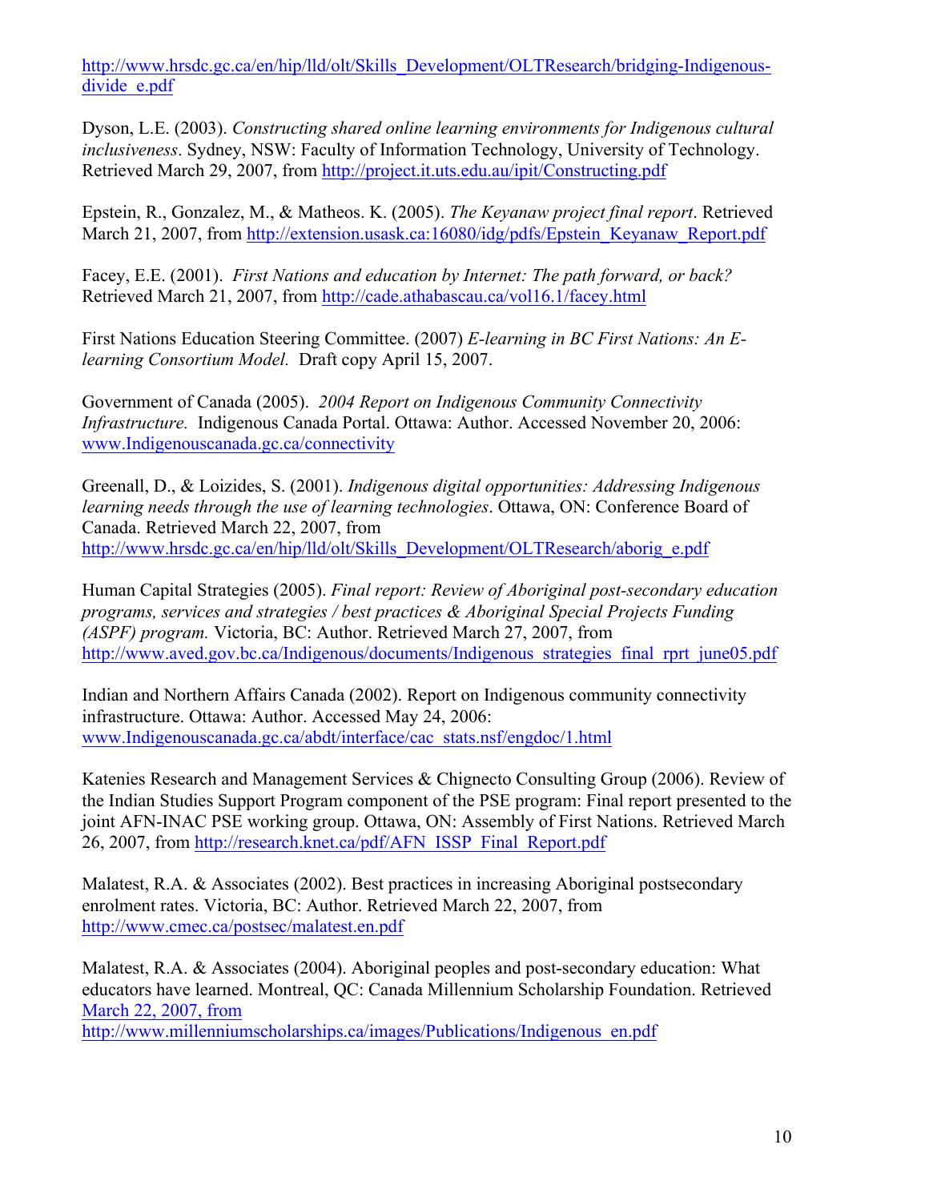http://www.hrsdc.gc.ca/en/hip/lld/olt/Skills_Development/OLTResearch/bridging-Indigenous-divide_e.pdf

Dyson, L.E. (2003). *Constructing shared online learning environments for Indigenous cultural inclusiveness*. Sydney, NSW: Faculty of Information Technology, University of Technology. Retrieved March 29, 2007, from http://project.it.uts.edu.au/ipit/Constructing.pdf

Epstein, R., Gonzalez, M., & Matheos. K. (2005). *The Keyanaw project final report*. Retrieved March 21, 2007, from http://extension.usask.ca:16080/idg/pdfs/Epstein_Keyanaw_Report.pdf

Facey, E.E. (2001). *First Nations and education by Internet: The path forward, or back?* Retrieved March 21, 2007, from http://cade.athabascau.ca/vol16.1/facey.html

First Nations Education Steering Committee. (2007) *E-learning in BC First Nations: An E-learning Consortium Model.* Draft copy April 15, 2007.

Government of Canada (2005). *2004 Report on Indigenous Community Connectivity Infrastructure.* Indigenous Canada Portal. Ottawa: Author. Accessed November 20, 2006: www.Indigenouscanada.gc.ca/connectivity

Greenall, D., & Loizides, S. (2001). *Indigenous digital opportunities: Addressing Indigenous learning needs through the use of learning technologies*. Ottawa, ON: Conference Board of Canada. Retrieved March 22, 2007, from http://www.hrsdc.gc.ca/en/hip/lld/olt/Skills_Development/OLTResearch/aborig_e.pdf

Human Capital Strategies (2005). *Final report: Review of Aboriginal post-secondary education programs, services and strategies / best practices & Aboriginal Special Projects Funding (ASPF) program.* Victoria, BC: Author. Retrieved March 27, 2007, from http://www.aved.gov.bc.ca/Indigenous/documents/Indigenous_strategies_final_rprt_june05.pdf

Indian and Northern Affairs Canada (2002). Report on Indigenous community connectivity infrastructure. Ottawa: Author. Accessed May 24, 2006: www.Indigenouscanada.gc.ca/abdt/interface/cac_stats.nsf/engdoc/1.html

Katenies Research and Management Services & Chignecto Consulting Group (2006). Review of the Indian Studies Support Program component of the PSE program: Final report presented to the joint AFN-INAC PSE working group. Ottawa, ON: Assembly of First Nations. Retrieved March 26, 2007, from http://research.knet.ca/pdf/AFN_ISSP_Final_Report.pdf

Malatest, R.A. & Associates (2002). Best practices in increasing Aboriginal postsecondary enrolment rates. Victoria, BC: Author. Retrieved March 22, 2007, from http://www.cmec.ca/postsec/malatest.en.pdf

Malatest, R.A. & Associates (2004). Aboriginal peoples and post-secondary education: What educators have learned. Montreal, QC: Canada Millennium Scholarship Foundation. Retrieved March 22, 2007, from http://www.millenniumscholarships.ca/images/Publications/Indigenous_en.pdf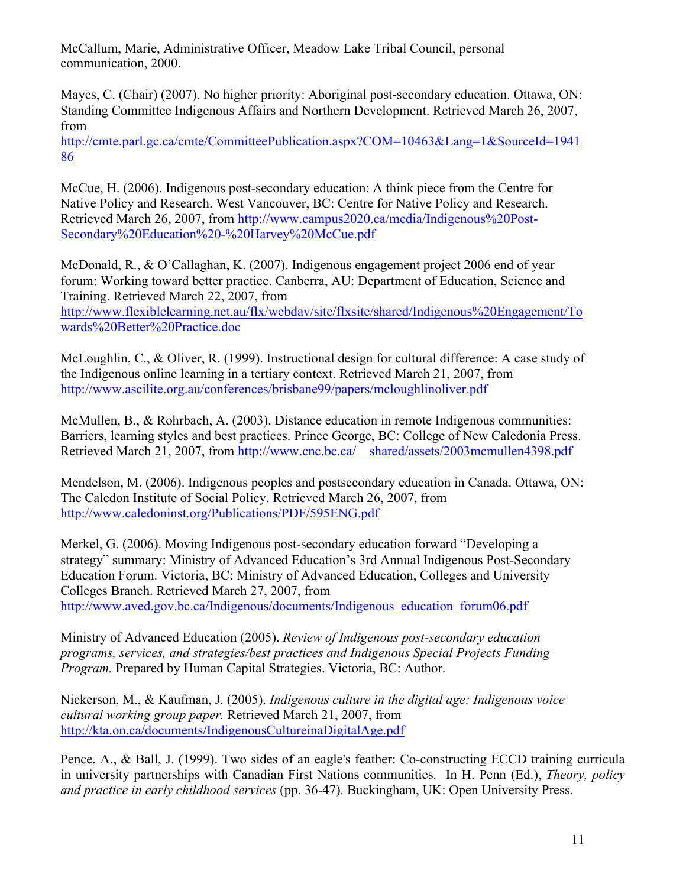McCallum, Marie, Administrative Officer, Meadow Lake Tribal Council, personal communication, 2000.

Mayes, C. (Chair) (2007). No higher priority: Aboriginal post-secondary education. Ottawa, ON: Standing Committee Indigenous Affairs and Northern Development. Retrieved March 26, 2007, from http://cmte.parl.gc.ca/cmte/CommitteePublication.aspx?COM=10463&Lang=1&SourceId=194186

McCue, H. (2006). Indigenous post-secondary education: A think piece from the Centre for Native Policy and Research. West Vancouver, BC: Centre for Native Policy and Research. Retrieved March 26, 2007, from http://www.campus2020.ca/media/Indigenous%20Post-Secondary%20Education%20-%20Harvey%20McCue.pdf

McDonald, R., & O'Callaghan, K. (2007). Indigenous engagement project 2006 end of year forum: Working toward better practice. Canberra, AU: Department of Education, Science and Training. Retrieved March 22, 2007, from http://www.flexiblelearning.net.au/flx/webdav/site/flxsite/shared/Indigenous%20Engagement/Towards%20Better%20Practice.doc

McLoughlin, C., & Oliver, R. (1999). Instructional design for cultural difference: A case study of the Indigenous online learning in a tertiary context. Retrieved March 21, 2007, from http://www.ascilite.org.au/conferences/brisbane99/papers/mcloughlinoliver.pdf

McMullen, B., & Rohrbach, A. (2003). Distance education in remote Indigenous communities: Barriers, learning styles and best practices. Prince George, BC: College of New Caledonia Press. Retrieved March 21, 2007, from http://www.cnc.bc.ca/__shared/assets/2003mcmullen4398.pdf

Mendelson, M. (2006). Indigenous peoples and postsecondary education in Canada. Ottawa, ON: The Caledon Institute of Social Policy. Retrieved March 26, 2007, from http://www.caledoninst.org/Publications/PDF/595ENG.pdf

Merkel, G. (2006). Moving Indigenous post-secondary education forward "Developing a strategy" summary: Ministry of Advanced Education's 3rd Annual Indigenous Post-Secondary Education Forum. Victoria, BC: Ministry of Advanced Education, Colleges and University Colleges Branch. Retrieved March 27, 2007, from http://www.aved.gov.bc.ca/Indigenous/documents/Indigenous_education_forum06.pdf

Ministry of Advanced Education (2005). *Review of Indigenous post-secondary education programs, services, and strategies/best practices and Indigenous Special Projects Funding Program.* Prepared by Human Capital Strategies. Victoria, BC: Author.

Nickerson, M., & Kaufman, J. (2005). *Indigenous culture in the digital age: Indigenous voice cultural working group paper.* Retrieved March 21, 2007, from http://kta.on.ca/documents/IndigenousCultureinaDigitalAge.pdf

Pence, A., & Ball, J. (1999). Two sides of an eagle's feather: Co-constructing ECCD training curricula in university partnerships with Canadian First Nations communities. In H. Penn (Ed.), *Theory, policy and practice in early childhood services* (pp. 36-47)*.* Buckingham, UK: Open University Press.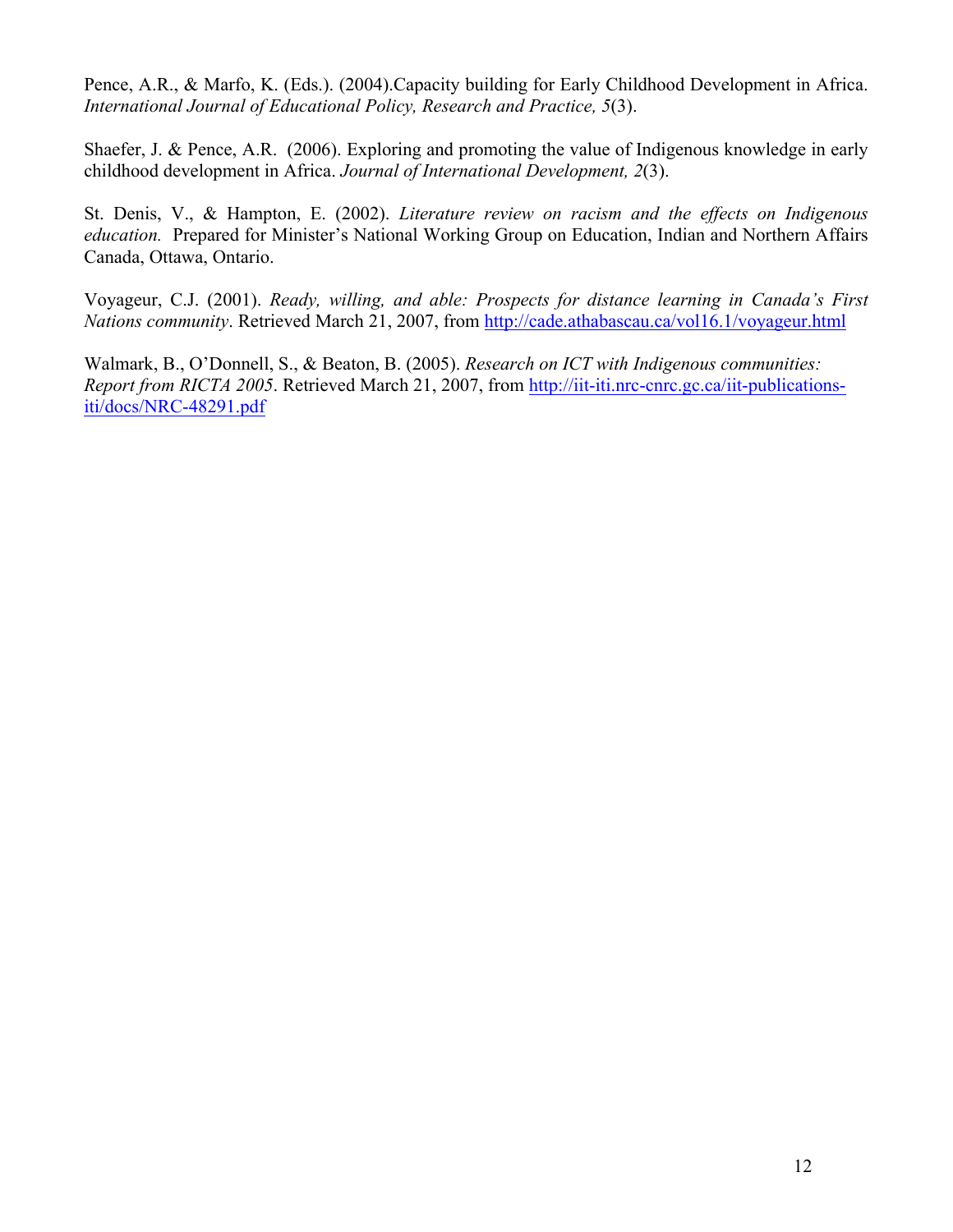Pence, A.R., & Marfo, K. (Eds.). (2004).Capacity building for Early Childhood Development in Africa. *International Journal of Educational Policy, Research and Practice, 5*(3).

Shaefer, J. & Pence, A.R. (2006). Exploring and promoting the value of Indigenous knowledge in early childhood development in Africa. *Journal of International Development, 2*(3).

St. Denis, V., & Hampton, E. (2002). *Literature review on racism and the effects on Indigenous education.* Prepared for Minister's National Working Group on Education, Indian and Northern Affairs Canada, Ottawa, Ontario.

Voyageur, C.J. (2001). *Ready, willing, and able: Prospects for distance learning in Canada's First Nations community*. Retrieved March 21, 2007, from http://cade.athabascau.ca/vol16.1/voyageur.html

Walmark, B., O'Donnell, S., & Beaton, B. (2005). *Research on ICT with Indigenous communities: Report from RICTA 2005*. Retrieved March 21, 2007, from http://iit-iti.nrc-cnrc.gc.ca/iit-publications-iti/docs/NRC-48291.pdf